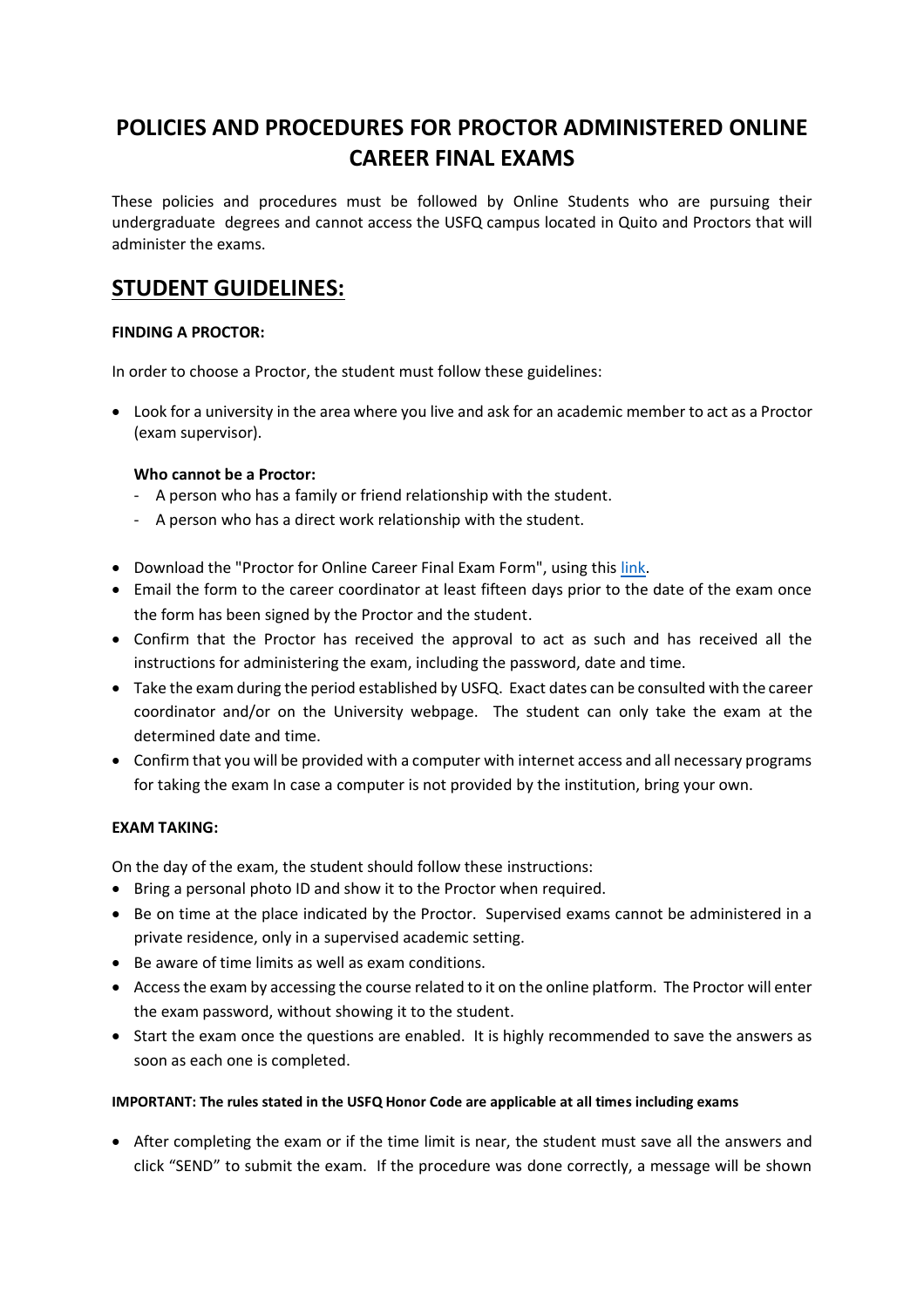# POLICIES AND PROCEDURES FOR PROCTOR ADMINISTERED ONLINE CAREER FINAL EXAMS

These policies and procedures must be followed by Online Students who are pursuing their undergraduate degrees and cannot access the USFQ campus located in Quito and Proctors that will administer the exams.

## STUDENT GUIDELINES:

**FINDING A PROCTOR:**

In order to choose a Proctor, the student must follow these guidelines:

- Look for a university in the area where you live and ask for an academic member to act as a Proctor (exam supervisor).

  **Who cannot be a Proctor:**
  - A person who has a family or friend relationship with the student.
  - A person who has a direct work relationship with the student.

- Download the "Proctor for Online Career Final Exam Form", using this link.
- Email the form to the career coordinator at least fifteen days prior to the date of the exam once the form has been signed by the Proctor and the student.
- Confirm that the Proctor has received the approval to act as such and has received all the instructions for administering the exam, including the password, date and time.
- Take the exam during the period established by USFQ. Exact dates can be consulted with the career coordinator and/or on the University webpage. The student can only take the exam at the determined date and time.
- Confirm that you will be provided with a computer with internet access and all necessary programs for taking the exam In case a computer is not provided by the institution, bring your own.

**EXAM TAKING:**

On the day of the exam, the student should follow these instructions:

- Bring a personal photo ID and show it to the Proctor when required.
- Be on time at the place indicated by the Proctor. Supervised exams cannot be administered in a private residence, only in a supervised academic setting.
- Be aware of time limits as well as exam conditions.
- Access the exam by accessing the course related to it on the online platform. The Proctor will enter the exam password, without showing it to the student.
- Start the exam once the questions are enabled. It is highly recommended to save the answers as soon as each one is completed.

**IMPORTANT: The rules stated in the USFQ Honor Code are applicable at all times including exams**

- After completing the exam or if the time limit is near, the student must save all the answers and click "SEND" to submit the exam. If the procedure was done correctly, a message will be shown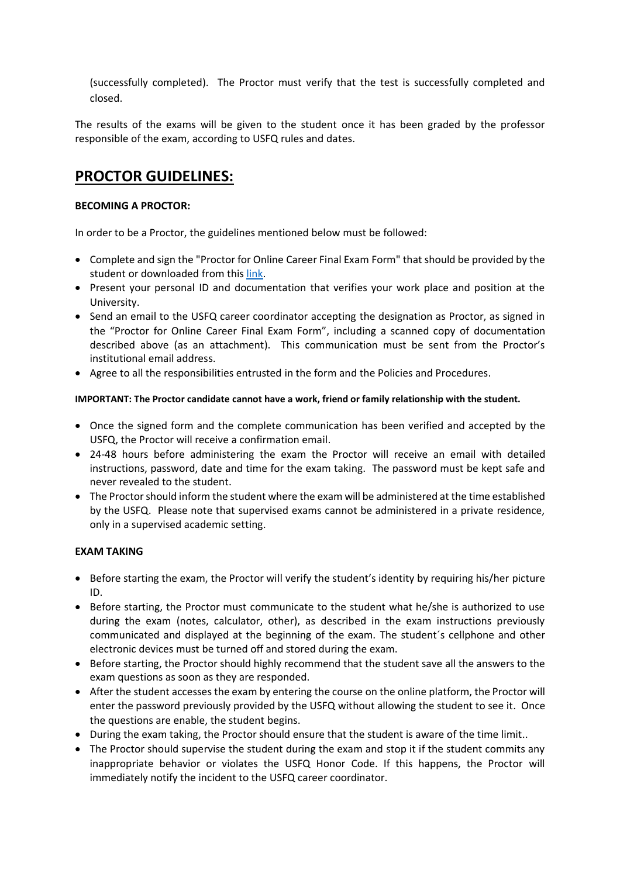(successfully completed). The Proctor must verify that the test is successfully completed and closed.

The results of the exams will be given to the student once it has been graded by the professor responsible of the exam, according to USFQ rules and dates.

## PROCTOR GUIDELINES:

**BECOMING A PROCTOR:**

In order to be a Proctor, the guidelines mentioned below must be followed:

- Complete and sign the "Proctor for Online Career Final Exam Form" that should be provided by the student or downloaded from this link.
- Present your personal ID and documentation that verifies your work place and position at the University.
- Send an email to the USFQ career coordinator accepting the designation as Proctor, as signed in the "Proctor for Online Career Final Exam Form", including a scanned copy of documentation described above (as an attachment). This communication must be sent from the Proctor's institutional email address.
- Agree to all the responsibilities entrusted in the form and the Policies and Procedures.

**IMPORTANT: The Proctor candidate cannot have a work, friend or family relationship with the student.**

- Once the signed form and the complete communication has been verified and accepted by the USFQ, the Proctor will receive a confirmation email.
- 24-48 hours before administering the exam the Proctor will receive an email with detailed instructions, password, date and time for the exam taking. The password must be kept safe and never revealed to the student.
- The Proctor should inform the student where the exam will be administered at the time established by the USFQ. Please note that supervised exams cannot be administered in a private residence, only in a supervised academic setting.

**EXAM TAKING**

- Before starting the exam, the Proctor will verify the student's identity by requiring his/her picture ID.
- Before starting, the Proctor must communicate to the student what he/she is authorized to use during the exam (notes, calculator, other), as described in the exam instructions previously communicated and displayed at the beginning of the exam. The student´s cellphone and other electronic devices must be turned off and stored during the exam.
- Before starting, the Proctor should highly recommend that the student save all the answers to the exam questions as soon as they are responded.
- After the student accesses the exam by entering the course on the online platform, the Proctor will enter the password previously provided by the USFQ without allowing the student to see it. Once the questions are enable, the student begins.
- During the exam taking, the Proctor should ensure that the student is aware of the time limit..
- The Proctor should supervise the student during the exam and stop it if the student commits any inappropriate behavior or violates the USFQ Honor Code. If this happens, the Proctor will immediately notify the incident to the USFQ career coordinator.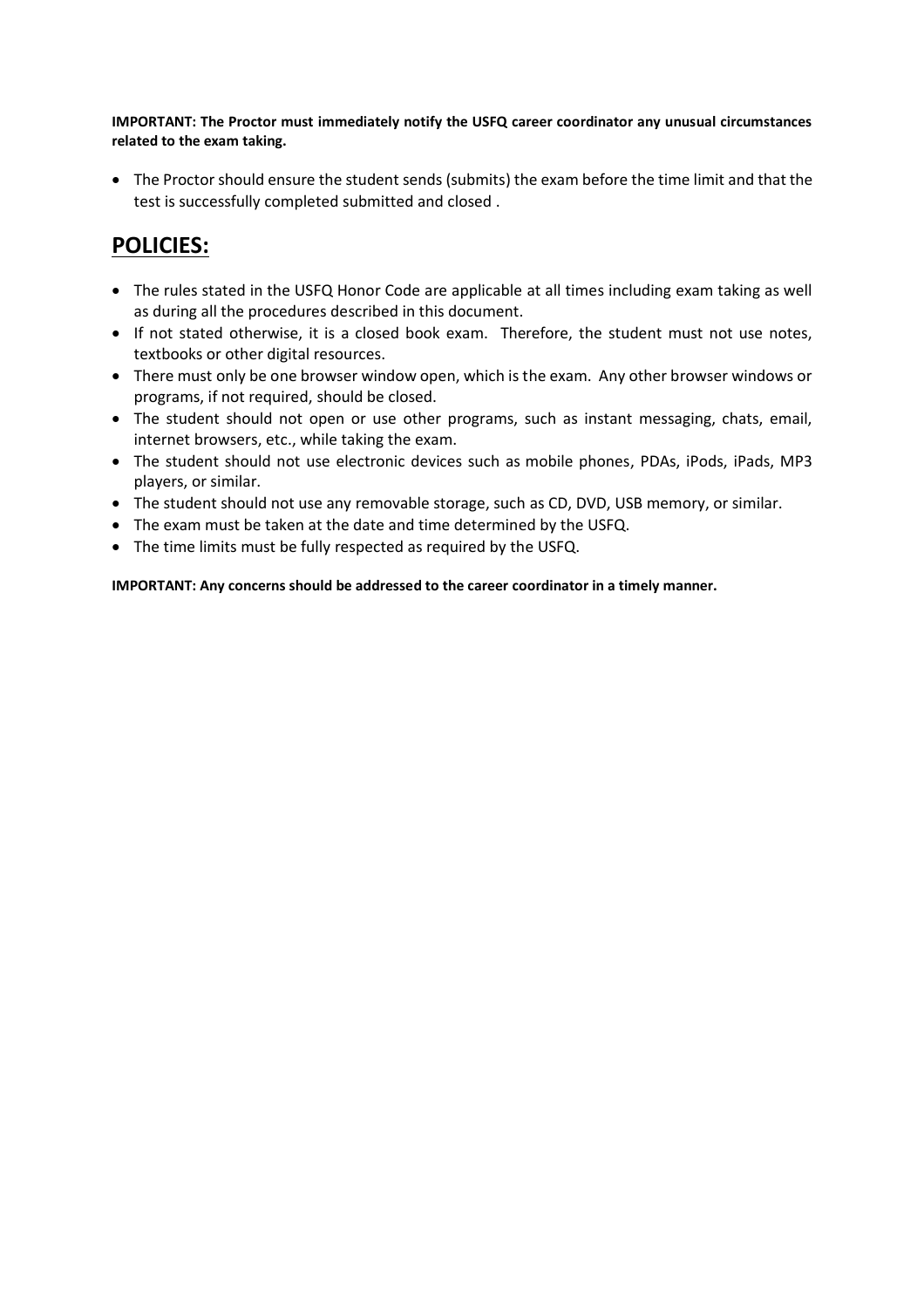**IMPORTANT: The Proctor must immediately notify the USFQ career coordinator any unusual circumstances related to the exam taking.**

- The Proctor should ensure the student sends (submits) the exam before the time limit and that the test is successfully completed submitted and closed .

## POLICIES:

- The rules stated in the USFQ Honor Code are applicable at all times including exam taking as well as during all the procedures described in this document.
- If not stated otherwise, it is a closed book exam. Therefore, the student must not use notes, textbooks or other digital resources.
- There must only be one browser window open, which is the exam. Any other browser windows or programs, if not required, should be closed.
- The student should not open or use other programs, such as instant messaging, chats, email, internet browsers, etc., while taking the exam.
- The student should not use electronic devices such as mobile phones, PDAs, iPods, iPads, MP3 players, or similar.
- The student should not use any removable storage, such as CD, DVD, USB memory, or similar.
- The exam must be taken at the date and time determined by the USFQ.
- The time limits must be fully respected as required by the USFQ.

**IMPORTANT: Any concerns should be addressed to the career coordinator in a timely manner.**